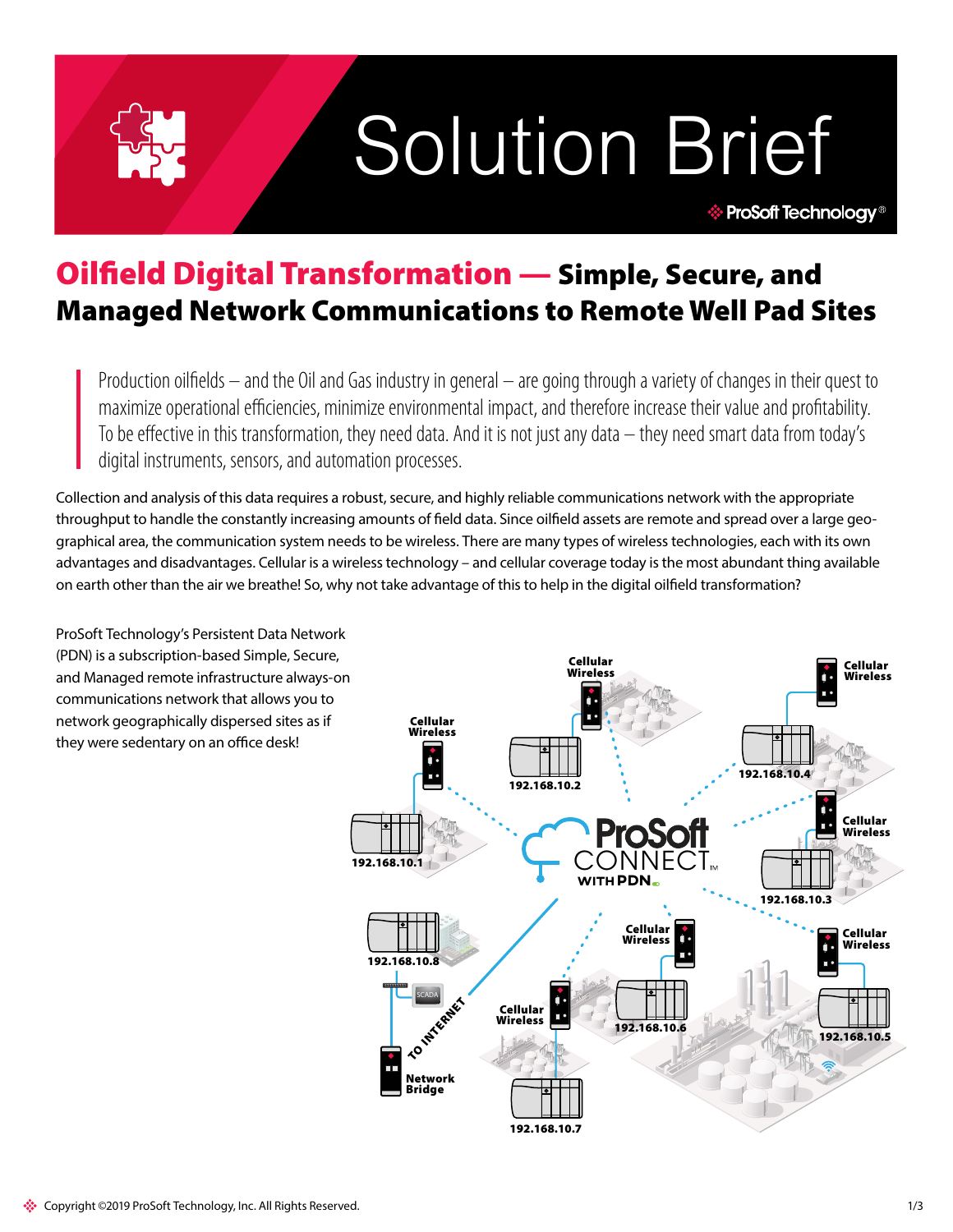# Solution Brief

## Oilfield Digital Transformation — Simple, Secure, and Managed Network Communications to Remote Well Pad Sites

Production oilfields – and the Oil and Gas industry in general – are going through a variety of changes in their quest to maximize operational efficiencies, minimize environmental impact, and therefore increase their value and profitability. To be effective in this transformation, they need data. And it is not just any data – they need smart data from today's digital instruments, sensors, and automation processes.

Collection and analysis of this data requires a robust, secure, and highly reliable communications network with the appropriate throughput to handle the constantly increasing amounts of field data. Since oilfield assets are remote and spread over a large geographical area, the communication system needs to be wireless. There are many types of wireless technologies, each with its own advantages and disadvantages. Cellular is a wireless technology – and cellular coverage today is the most abundant thing available on earth other than the air we breathe! So, why not take advantage of this to help in the digital oilfield transformation?

ProSoft Technology's Persistent Data Network (PDN) is a subscription-based Simple, Secure, and Managed remote infrastructure always-on communications network that allows you to network geographically dispersed sites as if they were sedentary on an office desk!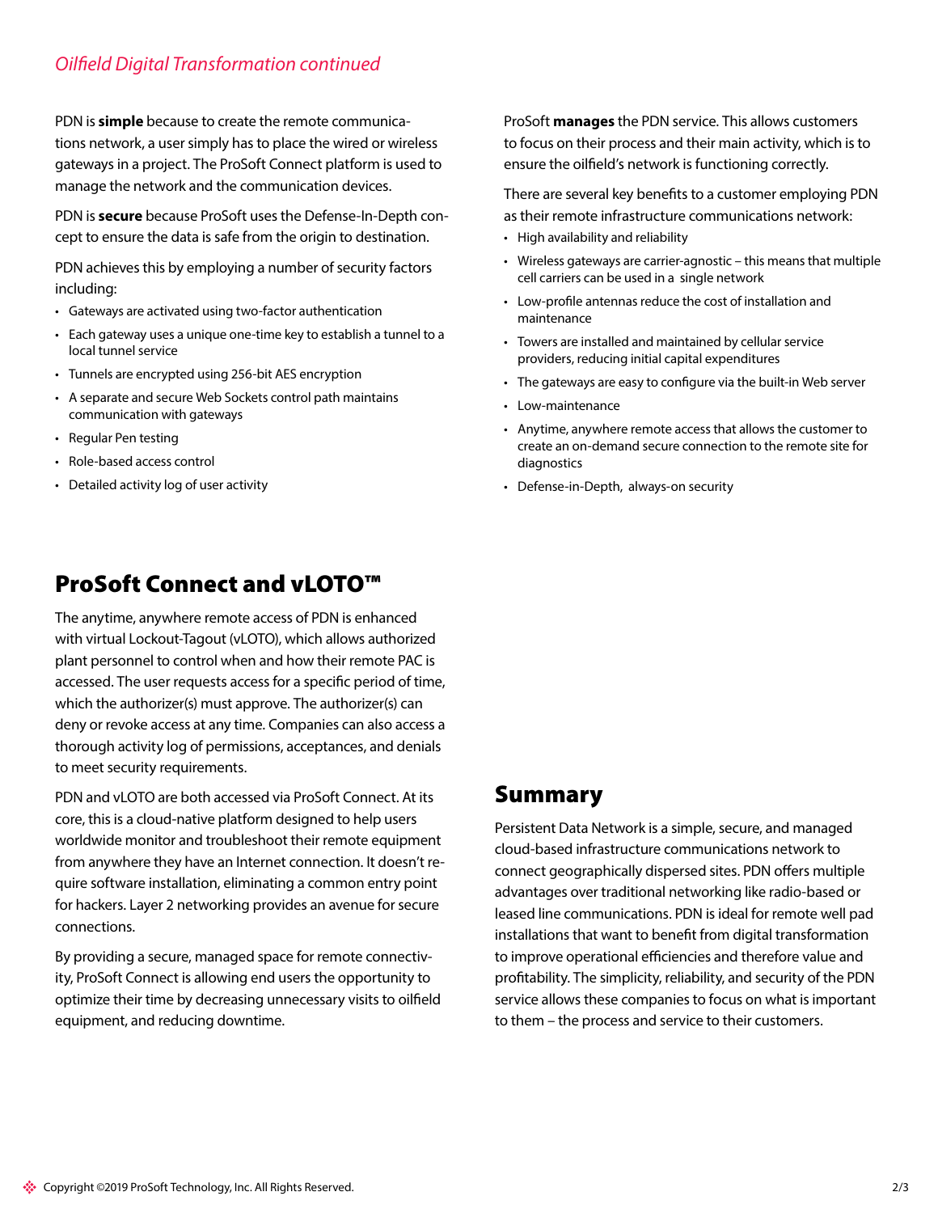*Oilfield Digital Transformation continued*

PDN is **simple** because to create the remote communications network, a user simply has to place the wired or wireless gateways in a project. The ProSoft Connect platform is used to manage the network and the communication devices.

PDN is **secure** because ProSoft uses the Defense-In-Depth concept to ensure the data is safe from the origin to destination.

PDN achieves this by employing a number of security factors including:

- Gateways are activated using two-factor authentication
- Each gateway uses a unique one-time key to establish a tunnel to a local tunnel service
- Tunnels are encrypted using 256-bit AES encryption
- A separate and secure Web Sockets control path maintains communication with gateways
- Regular Pen testing
- Role-based access control
- Detailed activity log of user activity

ProSoft **manages** the PDN service. This allows customers to focus on their process and their main activity, which is to ensure the oilfield's network is functioning correctly.

There are several key benefits to a customer employing PDN as their remote infrastructure communications network:

- High availability and reliability
- Wireless gateways are carrier-agnostic – this means that multiple cell carriers can be used in a single network
- Low-profile antennas reduce the cost of installation and maintenance
- Towers are installed and maintained by cellular service providers, reducing initial capital expenditures
- The gateways are easy to configure via the built-in Web server
- Low-maintenance
- Anytime, anywhere remote access that allows the customer to create an on-demand secure connection to the remote site for diagnostics
- Defense-in-Depth, always-on security

## ProSoft Connect and vLOTO™

The anytime, anywhere remote access of PDN is enhanced with virtual Lockout-Tagout (vLOTO), which allows authorized plant personnel to control when and how their remote PAC is accessed. The user requests access for a specific period of time, which the authorizer(s) must approve. The authorizer(s) can deny or revoke access at any time. Companies can also access a thorough activity log of permissions, acceptances, and denials to meet security requirements.

PDN and vLOTO are both accessed via ProSoft Connect. At its core, this is a cloud-native platform designed to help users worldwide monitor and troubleshoot their remote equipment from anywhere they have an Internet connection. It doesn't require software installation, eliminating a common entry point for hackers. Layer 2 networking provides an avenue for secure connections.

By providing a secure, managed space for remote connectivity, ProSoft Connect is allowing end users the opportunity to optimize their time by decreasing unnecessary visits to oilfield equipment, and reducing downtime.

## Summary

Persistent Data Network is a simple, secure, and managed cloud-based infrastructure communications network to connect geographically dispersed sites. PDN offers multiple advantages over traditional networking like radio-based or leased line communications. PDN is ideal for remote well pad installations that want to benefit from digital transformation to improve operational efficiencies and therefore value and profitability. The simplicity, reliability, and security of the PDN service allows these companies to focus on what is important to them – the process and service to their customers.

Copyright ©2019 ProSoft Technology, Inc. All Rights Reserved.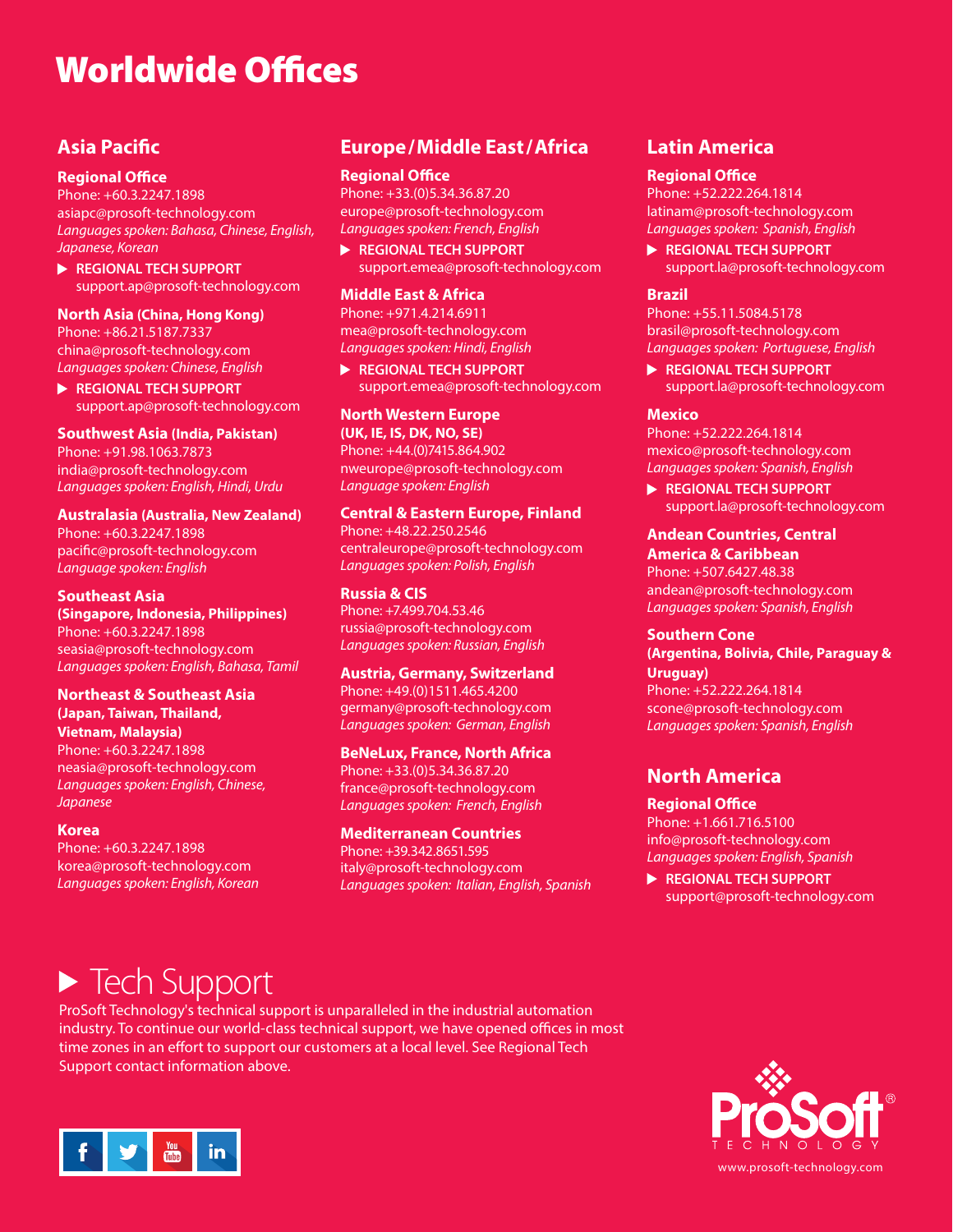# Worldwide Offices

## Asia Pacific

### Regional Office
Phone: +60.3.2247.1898
asiapc@prosoft-technology.com
*Languages spoken: Bahasa, Chinese, English, Japanese, Korean*

▶ REGIONAL TECH SUPPORT
support.ap@prosoft-technology.com

### North Asia (China, Hong Kong)
Phone: +86.21.5187.7337
china@prosoft-technology.com
*Languages spoken: Chinese, English*

▶ REGIONAL TECH SUPPORT
support.ap@prosoft-technology.com

### Southwest Asia (India, Pakistan)
Phone: +91.98.1063.7873
india@prosoft-technology.com
*Languages spoken: English, Hindi, Urdu*

### Australasia (Australia, New Zealand)
Phone: +60.3.2247.1898
pacific@prosoft-technology.com
*Language spoken: English*

### Southeast Asia (Singapore, Indonesia, Philippines)
Phone: +60.3.2247.1898
seasia@prosoft-technology.com
*Languages spoken: English, Bahasa, Tamil*

### Northeast & Southeast Asia (Japan, Taiwan, Thailand, Vietnam, Malaysia)
Phone: +60.3.2247.1898
neasia@prosoft-technology.com
*Languages spoken: English, Chinese, Japanese*

### Korea
Phone: +60.3.2247.1898
korea@prosoft-technology.com
*Languages spoken: English, Korean*

## Europe / Middle East / Africa

### Regional Office
Phone: +33.(0)5.34.36.87.20
europe@prosoft-technology.com
*Languages spoken: French, English*

▶ REGIONAL TECH SUPPORT
support.emea@prosoft-technology.com

### Middle East & Africa
Phone: +971.4.214.6911
mea@prosoft-technology.com
*Languages spoken: Hindi, English*

▶ REGIONAL TECH SUPPORT
support.emea@prosoft-technology.com

### North Western Europe (UK, IE, IS, DK, NO, SE)
Phone: +44.(0)7415.864.902
nweurope@prosoft-technology.com
*Language spoken: English*

### Central & Eastern Europe, Finland
Phone: +48.22.250.2546
centraleurope@prosoft-technology.com
*Languages spoken: Polish, English*

### Russia & CIS
Phone: +7.499.704.53.46
russia@prosoft-technology.com
*Languages spoken: Russian, English*

### Austria, Germany, Switzerland
Phone: +49.(0)1511.465.4200
germany@prosoft-technology.com
*Languages spoken: German, English*

### BeNeLux, France, North Africa
Phone: +33.(0)5.34.36.87.20
france@prosoft-technology.com
*Languages spoken: French, English*

### Mediterranean Countries
Phone: +39.342.8651.595
italy@prosoft-technology.com
*Languages spoken: Italian, English, Spanish*

## Latin America

### Regional Office
Phone: +52.222.264.1814
latinam@prosoft-technology.com
*Languages spoken: Spanish, English*

▶ REGIONAL TECH SUPPORT
support.la@prosoft-technology.com

### Brazil
Phone: +55.11.5084.5178
brasil@prosoft-technology.com
*Languages spoken: Portuguese, English*

▶ REGIONAL TECH SUPPORT
support.la@prosoft-technology.com

### Mexico
Phone: +52.222.264.1814
mexico@prosoft-technology.com
*Languages spoken: Spanish, English*

▶ REGIONAL TECH SUPPORT
support.la@prosoft-technology.com

### Andean Countries, Central America & Caribbean
Phone: +507.6427.48.38
andean@prosoft-technology.com
*Languages spoken: Spanish, English*

### Southern Cone (Argentina, Bolivia, Chile, Paraguay & Uruguay)
Phone: +52.222.264.1814
scone@prosoft-technology.com
*Languages spoken: Spanish, English*

## North America

### Regional Office
Phone: +1.661.716.5100
info@prosoft-technology.com
*Languages spoken: English, Spanish*

▶ REGIONAL TECH SUPPORT
support@prosoft-technology.com

## ▶ Tech Support

ProSoft Technology's technical support is unparalleled in the industrial automation industry. To continue our world-class technical support, we have opened offices in most time zones in an effort to support our customers at a local level. See Regional Tech Support contact information above.

ProSoft® TECHNOLOGY
www.prosoft-technology.com